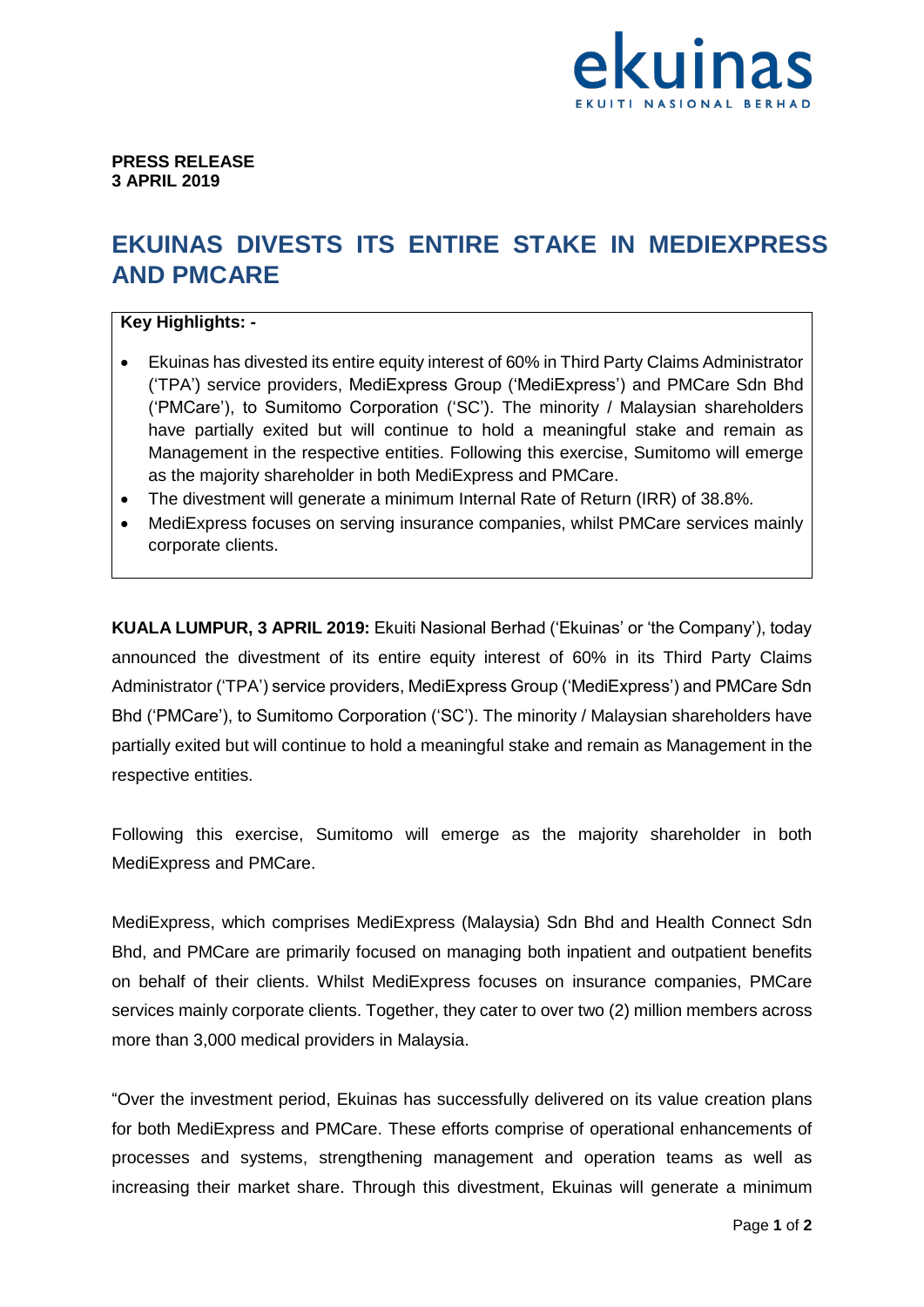**PRESS RELEASE**
**3 APRIL 2019**

# EKUINAS DIVESTS ITS ENTIRE STAKE IN MEDIEXPRESS AND PMCARE

**Key Highlights: -**

- Ekuinas has divested its entire equity interest of 60% in Third Party Claims Administrator ('TPA') service providers, MediExpress Group ('MediExpress') and PMCare Sdn Bhd ('PMCare'), to Sumitomo Corporation ('SC'). The minority / Malaysian shareholders have partially exited but will continue to hold a meaningful stake and remain as Management in the respective entities. Following this exercise, Sumitomo will emerge as the majority shareholder in both MediExpress and PMCare.
- The divestment will generate a minimum Internal Rate of Return (IRR) of 38.8%.
- MediExpress focuses on serving insurance companies, whilst PMCare services mainly corporate clients.

**KUALA LUMPUR, 3 APRIL 2019:** Ekuiti Nasional Berhad ('Ekuinas' or 'the Company'), today announced the divestment of its entire equity interest of 60% in its Third Party Claims Administrator ('TPA') service providers, MediExpress Group ('MediExpress') and PMCare Sdn Bhd ('PMCare'), to Sumitomo Corporation ('SC'). The minority / Malaysian shareholders have partially exited but will continue to hold a meaningful stake and remain as Management in the respective entities.

Following this exercise, Sumitomo will emerge as the majority shareholder in both MediExpress and PMCare.

MediExpress, which comprises MediExpress (Malaysia) Sdn Bhd and Health Connect Sdn Bhd, and PMCare are primarily focused on managing both inpatient and outpatient benefits on behalf of their clients. Whilst MediExpress focuses on insurance companies, PMCare services mainly corporate clients. Together, they cater to over two (2) million members across more than 3,000 medical providers in Malaysia.

"Over the investment period, Ekuinas has successfully delivered on its value creation plans for both MediExpress and PMCare. These efforts comprise of operational enhancements of processes and systems, strengthening management and operation teams as well as increasing their market share. Through this divestment, Ekuinas will generate a minimum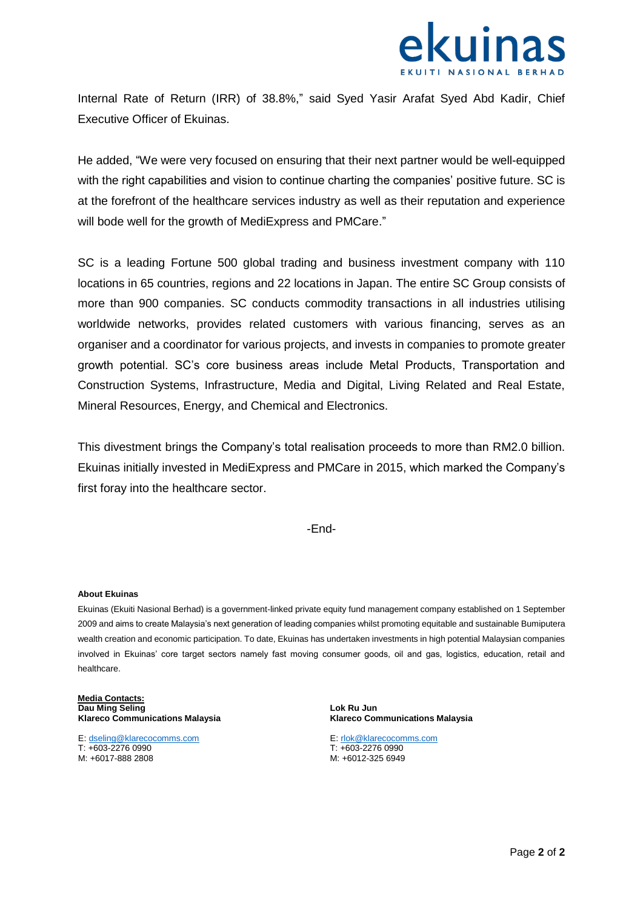Internal Rate of Return (IRR) of 38.8%," said Syed Yasir Arafat Syed Abd Kadir, Chief Executive Officer of Ekuinas.

He added, "We were very focused on ensuring that their next partner would be well-equipped with the right capabilities and vision to continue charting the companies' positive future. SC is at the forefront of the healthcare services industry as well as their reputation and experience will bode well for the growth of MediExpress and PMCare."

SC is a leading Fortune 500 global trading and business investment company with 110 locations in 65 countries, regions and 22 locations in Japan. The entire SC Group consists of more than 900 companies. SC conducts commodity transactions in all industries utilising worldwide networks, provides related customers with various financing, serves as an organiser and a coordinator for various projects, and invests in companies to promote greater growth potential. SC's core business areas include Metal Products, Transportation and Construction Systems, Infrastructure, Media and Digital, Living Related and Real Estate, Mineral Resources, Energy, and Chemical and Electronics.

This divestment brings the Company's total realisation proceeds to more than RM2.0 billion. Ekuinas initially invested in MediExpress and PMCare in 2015, which marked the Company's first foray into the healthcare sector.

-End-

**About Ekuinas**

Ekuinas (Ekuiti Nasional Berhad) is a government-linked private equity fund management company established on 1 September 2009 and aims to create Malaysia's next generation of leading companies whilst promoting equitable and sustainable Bumiputera wealth creation and economic participation. To date, Ekuinas has undertaken investments in high potential Malaysian companies involved in Ekuinas' core target sectors namely fast moving consumer goods, oil and gas, logistics, education, retail and healthcare.

**Media Contacts:**

**Dau Ming Seling**
**Klareco Communications Malaysia**

E: dseling@klarecocomms.com
T: +603-2276 0990
M: +6017-888 2808

**Lok Ru Jun**
**Klareco Communications Malaysia**

E: rlok@klarecocomms.com
T: +603-2276 0990
M: +6012-325 6949